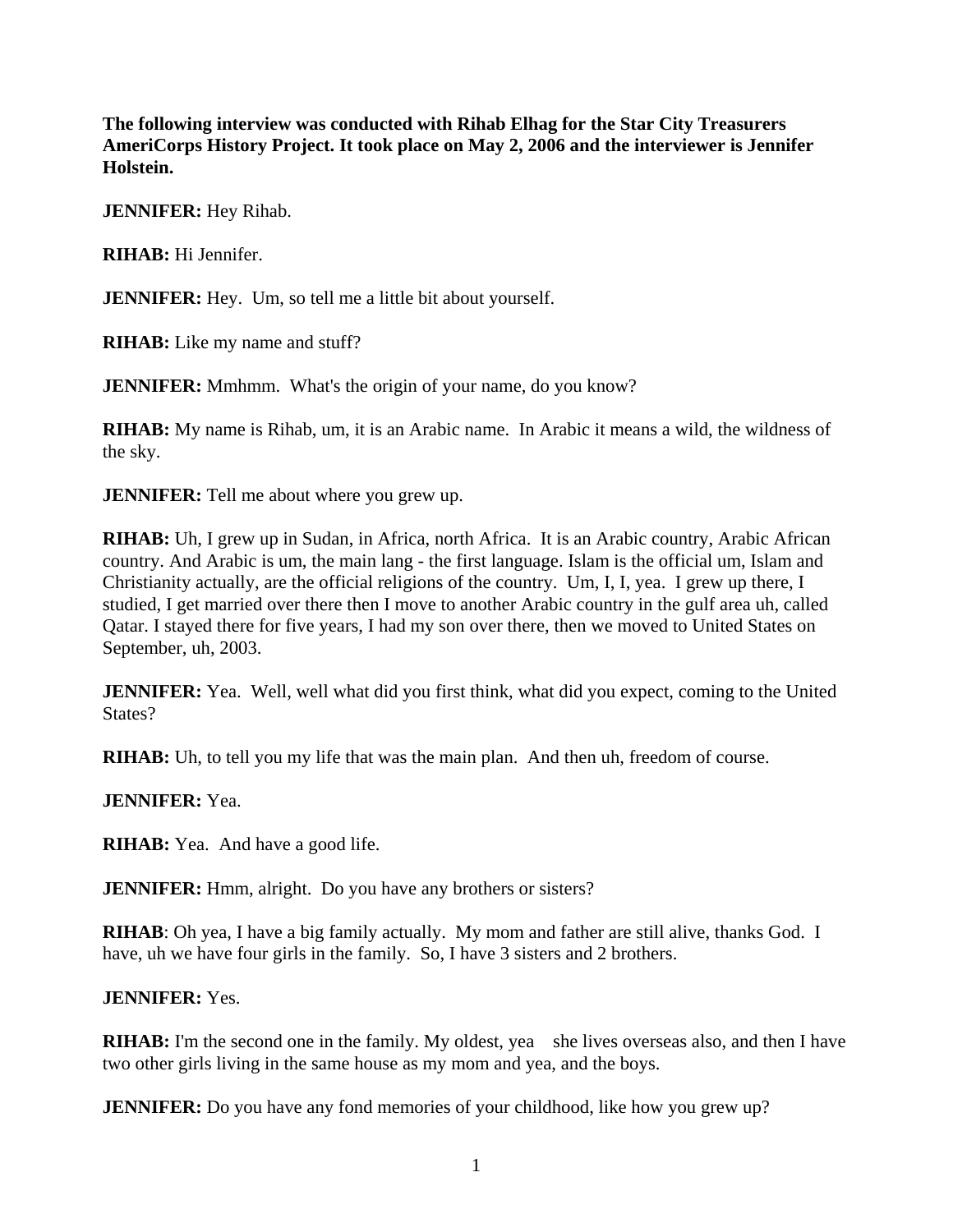**The following interview was conducted with Rihab Elhag for the Star City Treasurers AmeriCorps History Project. It took place on May 2, 2006 and the interviewer is Jennifer Holstein.**

**JENNIFER:** Hey Rihab.

**RIHAB:** Hi Jennifer.

**JENNIFER:** Hey. Um, so tell me a little bit about yourself.

**RIHAB:** Like my name and stuff?

**JENNIFER:** Mmhmm. What's the origin of your name, do you know?

**RIHAB:** My name is Rihab, um, it is an Arabic name. In Arabic it means a wild, the wildness of the sky.

**JENNIFER:** Tell me about where you grew up.

**RIHAB:** Uh, I grew up in Sudan, in Africa, north Africa. It is an Arabic country, Arabic African country. And Arabic is um, the main lang - the first language. Islam is the official um, Islam and Christianity actually, are the official religions of the country. Um, I, I, yea. I grew up there, I studied, I get married over there then I move to another Arabic country in the gulf area uh, called Qatar. I stayed there for five years, I had my son over there, then we moved to United States on September, uh, 2003.

**JENNIFER:** Yea. Well, well what did you first think, what did you expect, coming to the United States?

**RIHAB:** Uh, to tell you my life that was the main plan. And then uh, freedom of course.

**JENNIFER:** Yea.

**RIHAB:** Yea. And have a good life.

**JENNIFER:** Hmm, alright. Do you have any brothers or sisters?

**RIHAB**: Oh yea, I have a big family actually. My mom and father are still alive, thanks God. I have, uh we have four girls in the family. So, I have 3 sisters and 2 brothers.

**JENNIFER:** Yes.

**RIHAB:** I'm the second one in the family. My oldest, yea she lives overseas also, and then I have two other girls living in the same house as my mom and yea, and the boys.

**JENNIFER:** Do you have any fond memories of your childhood, like how you grew up?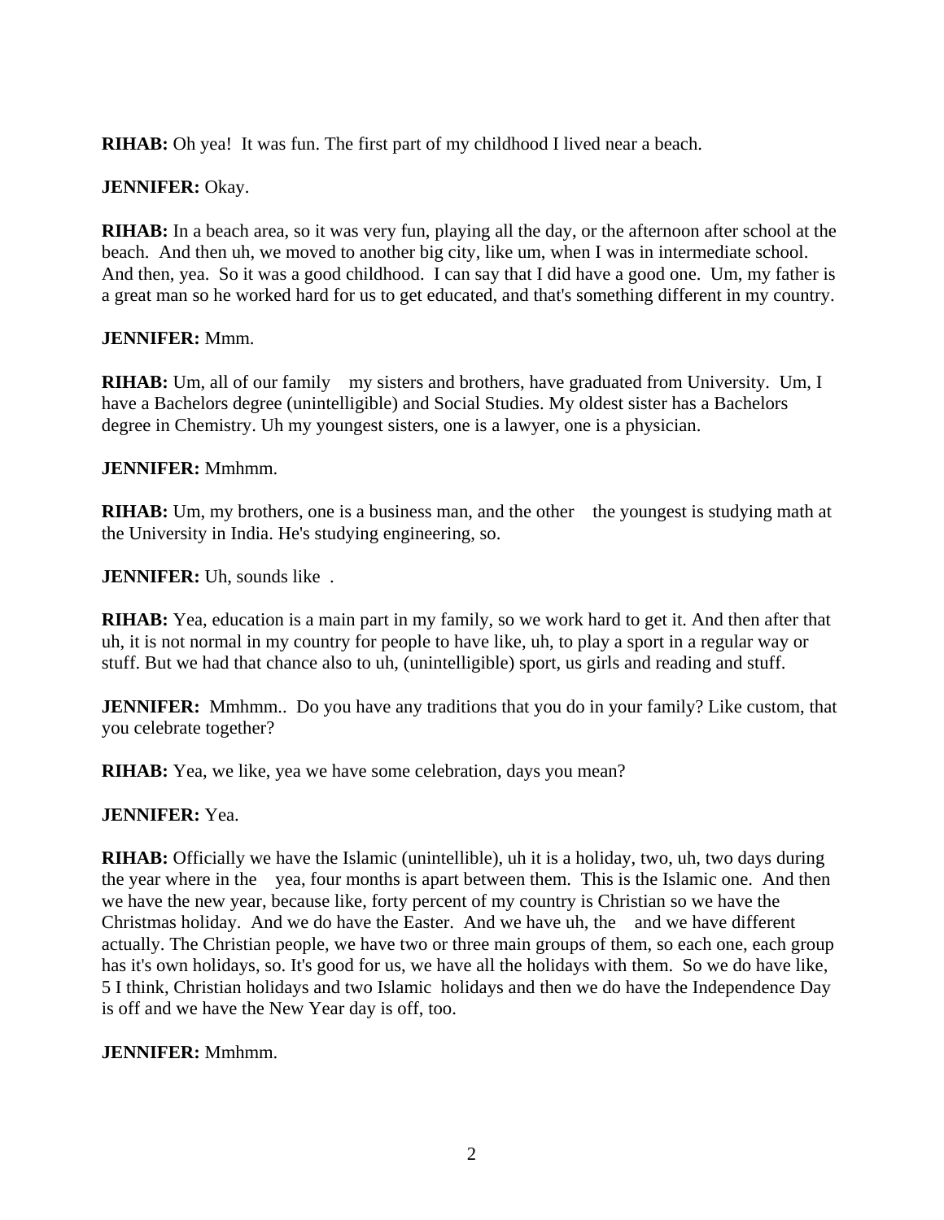**RIHAB:** Oh yea! It was fun. The first part of my childhood I lived near a beach.

**JENNIFER:** Okay.

**RIHAB:** In a beach area, so it was very fun, playing all the day, or the afternoon after school at the beach. And then uh, we moved to another big city, like um, when I was in intermediate school. And then, yea. So it was a good childhood. I can say that I did have a good one. Um, my father is a great man so he worked hard for us to get educated, and that's something different in my country.

**JENNIFER:** Mmm.

**RIHAB:** Um, all of our family my sisters and brothers, have graduated from University. Um, I have a Bachelors degree (unintelligible) and Social Studies. My oldest sister has a Bachelors degree in Chemistry. Uh my youngest sisters, one is a lawyer, one is a physician.

**JENNIFER:** Mmhmm.

**RIHAB:** Um, my brothers, one is a business man, and the other the youngest is studying math at the University in India. He's studying engineering, so.

**JENNIFER:** Uh, sounds like .

**RIHAB:** Yea, education is a main part in my family, so we work hard to get it. And then after that uh, it is not normal in my country for people to have like, uh, to play a sport in a regular way or stuff. But we had that chance also to uh, (unintelligible) sport, us girls and reading and stuff.

**JENNIFER:** Mmhmm.. Do you have any traditions that you do in your family? Like custom, that you celebrate together?

**RIHAB:** Yea, we like, yea we have some celebration, days you mean?

**JENNIFER:** Yea.

**RIHAB:** Officially we have the Islamic (unintellible), uh it is a holiday, two, uh, two days during the year where in the yea, four months is apart between them. This is the Islamic one. And then we have the new year, because like, forty percent of my country is Christian so we have the Christmas holiday. And we do have the Easter. And we have uh, the and we have different actually. The Christian people, we have two or three main groups of them, so each one, each group has it's own holidays, so. It's good for us, we have all the holidays with them. So we do have like, 5 I think, Christian holidays and two Islamic holidays and then we do have the Independence Day is off and we have the New Year day is off, too.

**JENNIFER:** Mmhmm.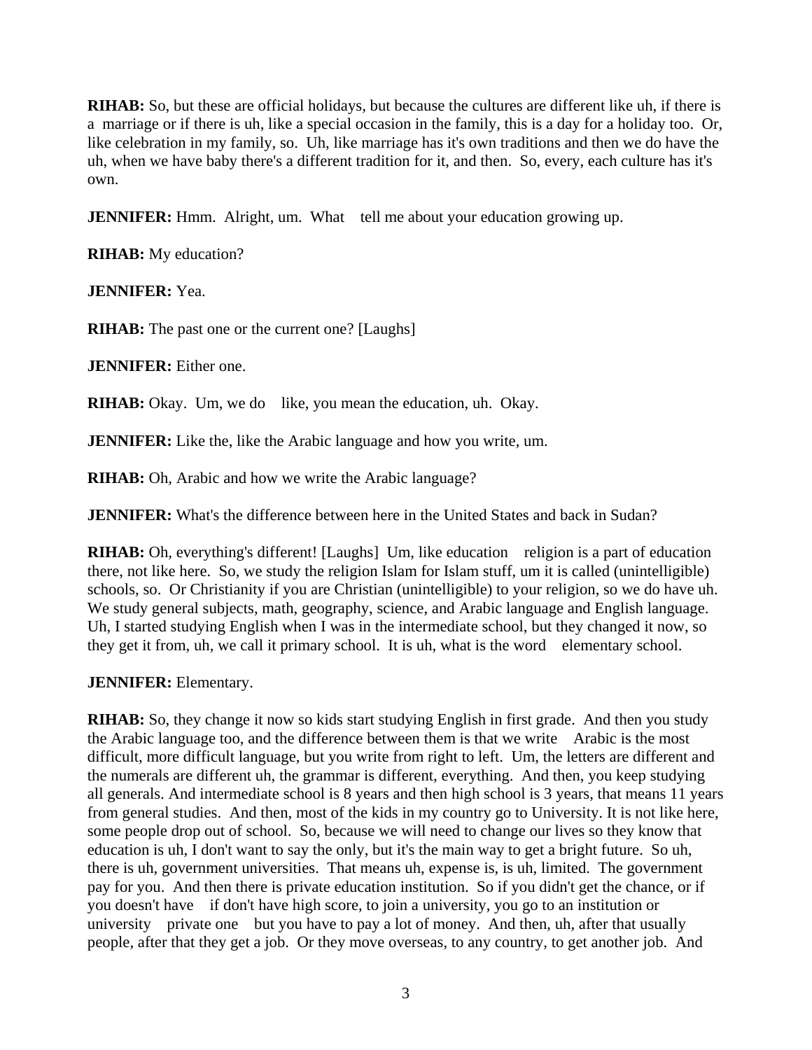**RIHAB:** So, but these are official holidays, but because the cultures are different like uh, if there is a marriage or if there is uh, like a special occasion in the family, this is a day for a holiday too. Or, like celebration in my family, so. Uh, like marriage has it's own traditions and then we do have the uh, when we have baby there's a different tradition for it, and then. So, every, each culture has it's own.

**JENNIFER:** Hmm. Alright, um. What tell me about your education growing up.

**RIHAB:** My education?

**JENNIFER:** Yea.

**RIHAB:** The past one or the current one? [Laughs]

**JENNIFER:** Either one.

**RIHAB:** Okay. Um, we do like, you mean the education, uh. Okay.

**JENNIFER:** Like the, like the Arabic language and how you write, um.

**RIHAB:** Oh, Arabic and how we write the Arabic language?

**JENNIFER:** What's the difference between here in the United States and back in Sudan?

**RIHAB:** Oh, everything's different! [Laughs] Um, like education religion is a part of education there, not like here. So, we study the religion Islam for Islam stuff, um it is called (unintelligible) schools, so. Or Christianity if you are Christian (unintelligible) to your religion, so we do have uh. We study general subjects, math, geography, science, and Arabic language and English language. Uh, I started studying English when I was in the intermediate school, but they changed it now, so they get it from, uh, we call it primary school. It is uh, what is the word elementary school.

**JENNIFER:** Elementary.

**RIHAB:** So, they change it now so kids start studying English in first grade. And then you study the Arabic language too, and the difference between them is that we write Arabic is the most difficult, more difficult language, but you write from right to left. Um, the letters are different and the numerals are different uh, the grammar is different, everything. And then, you keep studying all generals. And intermediate school is 8 years and then high school is 3 years, that means 11 years from general studies. And then, most of the kids in my country go to University. It is not like here, some people drop out of school. So, because we will need to change our lives so they know that education is uh, I don't want to say the only, but it's the main way to get a bright future. So uh, there is uh, government universities. That means uh, expense is, is uh, limited. The government pay for you. And then there is private education institution. So if you didn't get the chance, or if you doesn't have if don't have high score, to join a university, you go to an institution or university private one but you have to pay a lot of money. And then, uh, after that usually people, after that they get a job. Or they move overseas, to any country, to get another job. And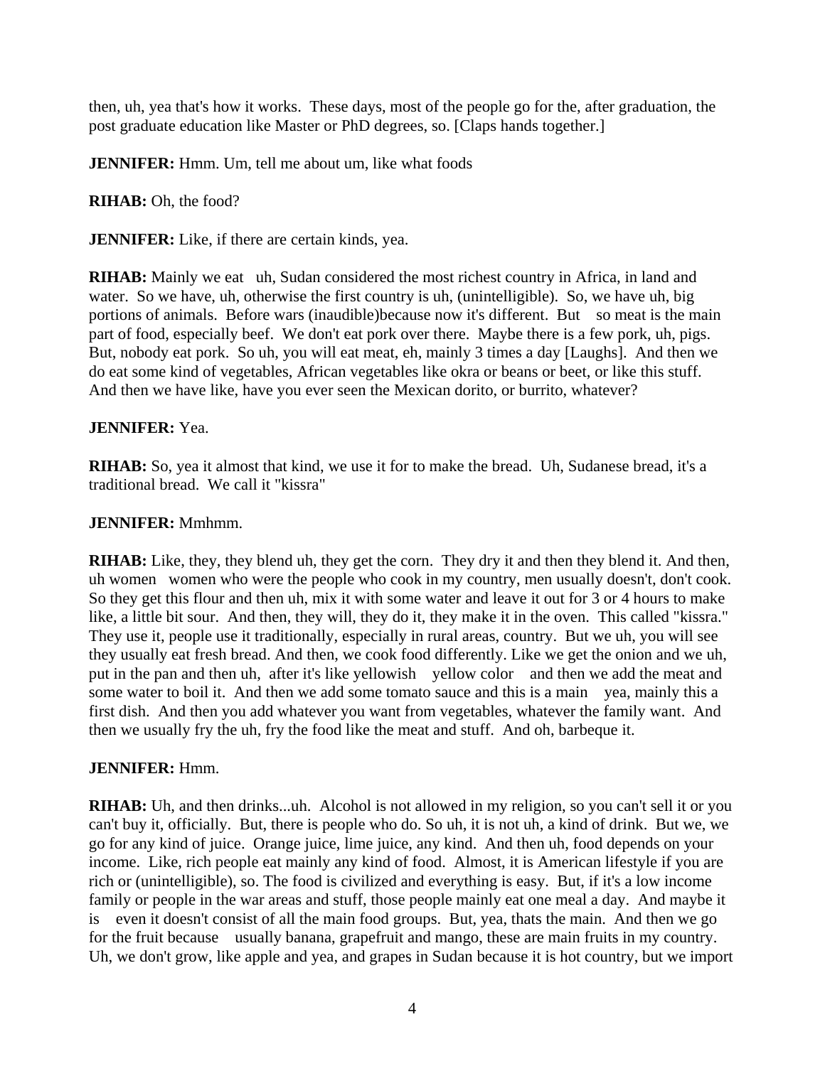then, uh, yea that's how it works. These days, most of the people go for the, after graduation, the post graduate education like Master or PhD degrees, so. [Claps hands together.]

**JENNIFER:** Hmm. Um, tell me about um, like what foods

**RIHAB:** Oh, the food?

**JENNIFER:** Like, if there are certain kinds, yea.

**RIHAB:** Mainly we eat uh, Sudan considered the most richest country in Africa, in land and water. So we have, uh, otherwise the first country is uh, (unintelligible). So, we have uh, big portions of animals. Before wars (inaudible)because now it's different. But so meat is the main part of food, especially beef. We don't eat pork over there. Maybe there is a few pork, uh, pigs. But, nobody eat pork. So uh, you will eat meat, eh, mainly 3 times a day [Laughs]. And then we do eat some kind of vegetables, African vegetables like okra or beans or beet, or like this stuff. And then we have like, have you ever seen the Mexican dorito, or burrito, whatever?

**JENNIFER:** Yea.

**RIHAB:** So, yea it almost that kind, we use it for to make the bread. Uh, Sudanese bread, it's a traditional bread. We call it "kissra"

**JENNIFER:** Mmhmm.

**RIHAB:** Like, they, they blend uh, they get the corn. They dry it and then they blend it. And then, uh women women who were the people who cook in my country, men usually doesn't, don't cook. So they get this flour and then uh, mix it with some water and leave it out for 3 or 4 hours to make like, a little bit sour. And then, they will, they do it, they make it in the oven. This called "kissra." They use it, people use it traditionally, especially in rural areas, country. But we uh, you will see they usually eat fresh bread. And then, we cook food differently. Like we get the onion and we uh, put in the pan and then uh, after it's like yellowish yellow color and then we add the meat and some water to boil it. And then we add some tomato sauce and this is a main yea, mainly this a first dish. And then you add whatever you want from vegetables, whatever the family want. And then we usually fry the uh, fry the food like the meat and stuff. And oh, barbeque it.

**JENNIFER:** Hmm.

**RIHAB:** Uh, and then drinks...uh. Alcohol is not allowed in my religion, so you can't sell it or you can't buy it, officially. But, there is people who do. So uh, it is not uh, a kind of drink. But we, we go for any kind of juice. Orange juice, lime juice, any kind. And then uh, food depends on your income. Like, rich people eat mainly any kind of food. Almost, it is American lifestyle if you are rich or (unintelligible), so. The food is civilized and everything is easy. But, if it's a low income family or people in the war areas and stuff, those people mainly eat one meal a day. And maybe it is even it doesn't consist of all the main food groups. But, yea, thats the main. And then we go for the fruit because usually banana, grapefruit and mango, these are main fruits in my country. Uh, we don't grow, like apple and yea, and grapes in Sudan because it is hot country, but we import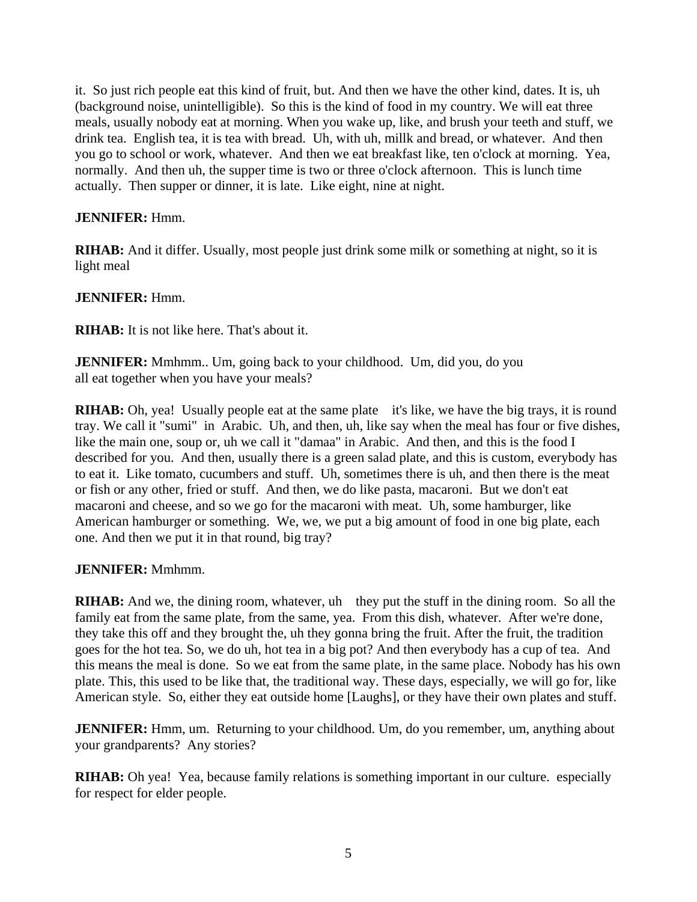it.  So just rich people eat this kind of fruit, but. And then we have the other kind, dates. It is, uh (background noise, unintelligible).  So this is the kind of food in my country. We will eat three meals, usually nobody eat at morning. When you wake up, like, and brush your teeth and stuff, we drink tea.  English tea, it is tea with bread.  Uh, with uh, millk and bread, or whatever.  And then you go to school or work, whatever.  And then we eat breakfast like, ten o'clock at morning.  Yea, normally.  And then uh, the supper time is two or three o'clock afternoon.  This is lunch time actually.  Then supper or dinner, it is late.  Like eight, nine at night.

**JENNIFER:** Hmm.

**RIHAB:** And it differ. Usually, most people just drink some milk or something at night, so it is light meal

**JENNIFER:** Hmm.

**RIHAB:** It is not like here. That's about it.

**JENNIFER:** Mmhmm.. Um, going back to your childhood.  Um, did you, do you all eat together when you have your meals?

**RIHAB:** Oh, yea!  Usually people eat at the same plate   it's like, we have the big trays, it is round tray. We call it "sumi"  in  Arabic.  Uh, and then, uh, like say when the meal has four or five dishes, like the main one, soup or, uh we call it "damaa" in Arabic.  And then, and this is the food I described for you.  And then, usually there is a green salad plate, and this is custom, everybody has to eat it.  Like tomato, cucumbers and stuff.  Uh, sometimes there is uh, and then there is the meat or fish or any other, fried or stuff.  And then, we do like pasta, macaroni.  But we don't eat macaroni and cheese, and so we go for the macaroni with meat.  Uh, some hamburger, like American hamburger or something.  We, we, we put a big amount of food in one big plate, each one. And then we put it in that round, big tray?

**JENNIFER:** Mmhmm.

**RIHAB:** And we, the dining room, whatever, uh   they put the stuff in the dining room.  So all the family eat from the same plate, from the same, yea.  From this dish, whatever.  After we're done, they take this off and they brought the, uh they gonna bring the fruit. After the fruit, the tradition goes for the hot tea. So, we do uh, hot tea in a big pot? And then everybody has a cup of tea.  And this means the meal is done.  So we eat from the same plate, in the same place. Nobody has his own plate. This, this used to be like that, the traditional way. These days, especially, we will go for, like American style.  So, either they eat outside home [Laughs], or they have their own plates and stuff.

**JENNIFER:** Hmm, um.  Returning to your childhood. Um, do you remember, um, anything about your grandparents?  Any stories?

**RIHAB:** Oh yea!  Yea, because family relations is something important in our culture.  especially for respect for elder people.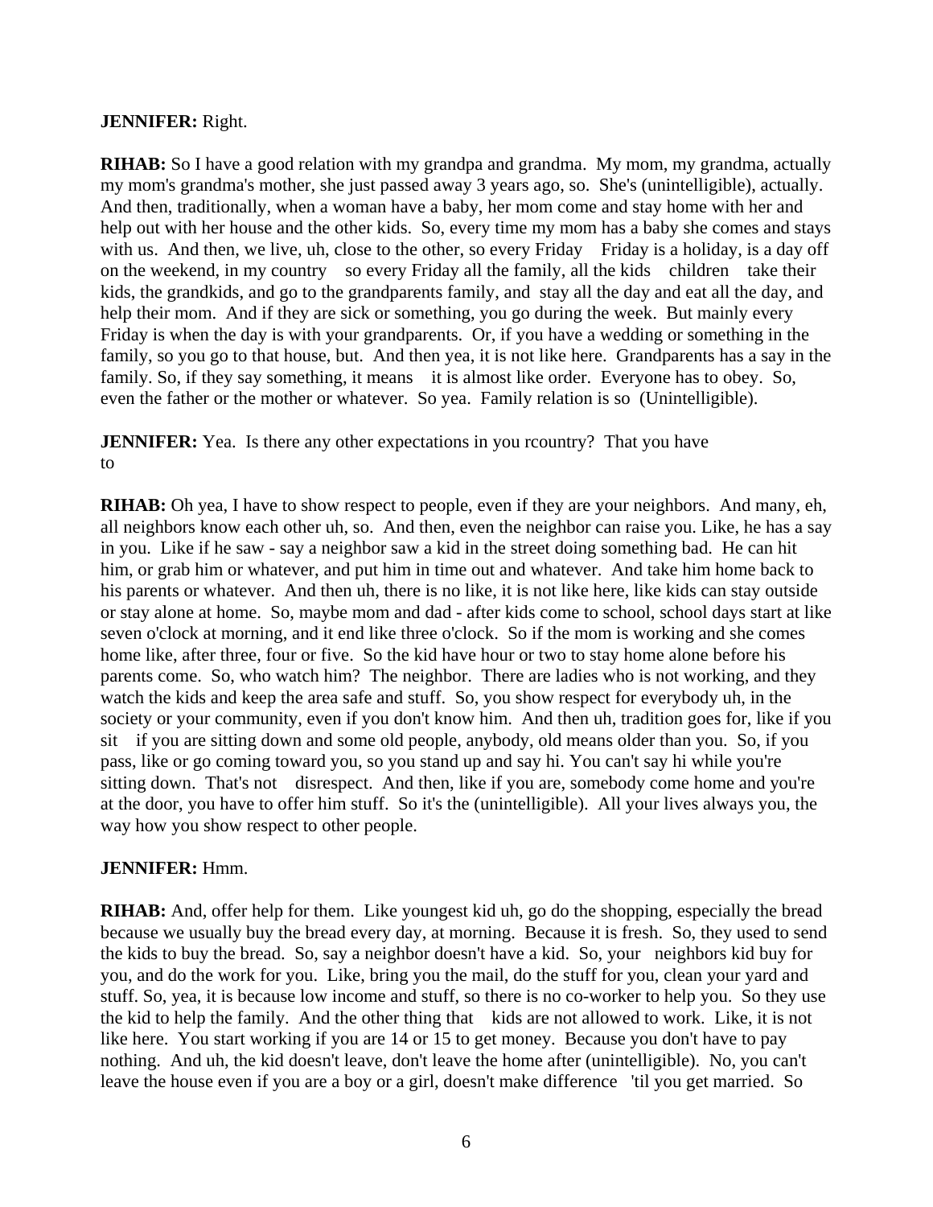**JENNIFER:** Right.

**RIHAB:** So I have a good relation with my grandpa and grandma. My mom, my grandma, actually my mom's grandma's mother, she just passed away 3 years ago, so. She's (unintelligible), actually. And then, traditionally, when a woman have a baby, her mom come and stay home with her and help out with her house and the other kids. So, every time my mom has a baby she comes and stays with us. And then, we live, uh, close to the other, so every Friday Friday is a holiday, is a day off on the weekend, in my country so every Friday all the family, all the kids children take their kids, the grandkids, and go to the grandparents family, and stay all the day and eat all the day, and help their mom. And if they are sick or something, you go during the week. But mainly every Friday is when the day is with your grandparents. Or, if you have a wedding or something in the family, so you go to that house, but. And then yea, it is not like here. Grandparents has a say in the family. So, if they say something, it means it is almost like order. Everyone has to obey. So, even the father or the mother or whatever. So yea. Family relation is so (Unintelligible).

**JENNIFER:** Yea. Is there any other expectations in you rcountry? That you have to

**RIHAB:** Oh yea, I have to show respect to people, even if they are your neighbors. And many, eh, all neighbors know each other uh, so. And then, even the neighbor can raise you. Like, he has a say in you. Like if he saw - say a neighbor saw a kid in the street doing something bad. He can hit him, or grab him or whatever, and put him in time out and whatever. And take him home back to his parents or whatever. And then uh, there is no like, it is not like here, like kids can stay outside or stay alone at home. So, maybe mom and dad - after kids come to school, school days start at like seven o'clock at morning, and it end like three o'clock. So if the mom is working and she comes home like, after three, four or five. So the kid have hour or two to stay home alone before his parents come. So, who watch him? The neighbor. There are ladies who is not working, and they watch the kids and keep the area safe and stuff. So, you show respect for everybody uh, in the society or your community, even if you don't know him. And then uh, tradition goes for, like if you sit if you are sitting down and some old people, anybody, old means older than you. So, if you pass, like or go coming toward you, so you stand up and say hi. You can't say hi while you're sitting down. That's not disrespect. And then, like if you are, somebody come home and you're at the door, you have to offer him stuff. So it's the (unintelligible). All your lives always you, the way how you show respect to other people.

**JENNIFER:** Hmm.

**RIHAB:** And, offer help for them. Like youngest kid uh, go do the shopping, especially the bread because we usually buy the bread every day, at morning. Because it is fresh. So, they used to send the kids to buy the bread. So, say a neighbor doesn't have a kid. So, your neighbors kid buy for you, and do the work for you. Like, bring you the mail, do the stuff for you, clean your yard and stuff. So, yea, it is because low income and stuff, so there is no co-worker to help you. So they use the kid to help the family. And the other thing that kids are not allowed to work. Like, it is not like here. You start working if you are 14 or 15 to get money. Because you don't have to pay nothing. And uh, the kid doesn't leave, don't leave the home after (unintelligible). No, you can't leave the house even if you are a boy or a girl, doesn't make difference 'til you get married. So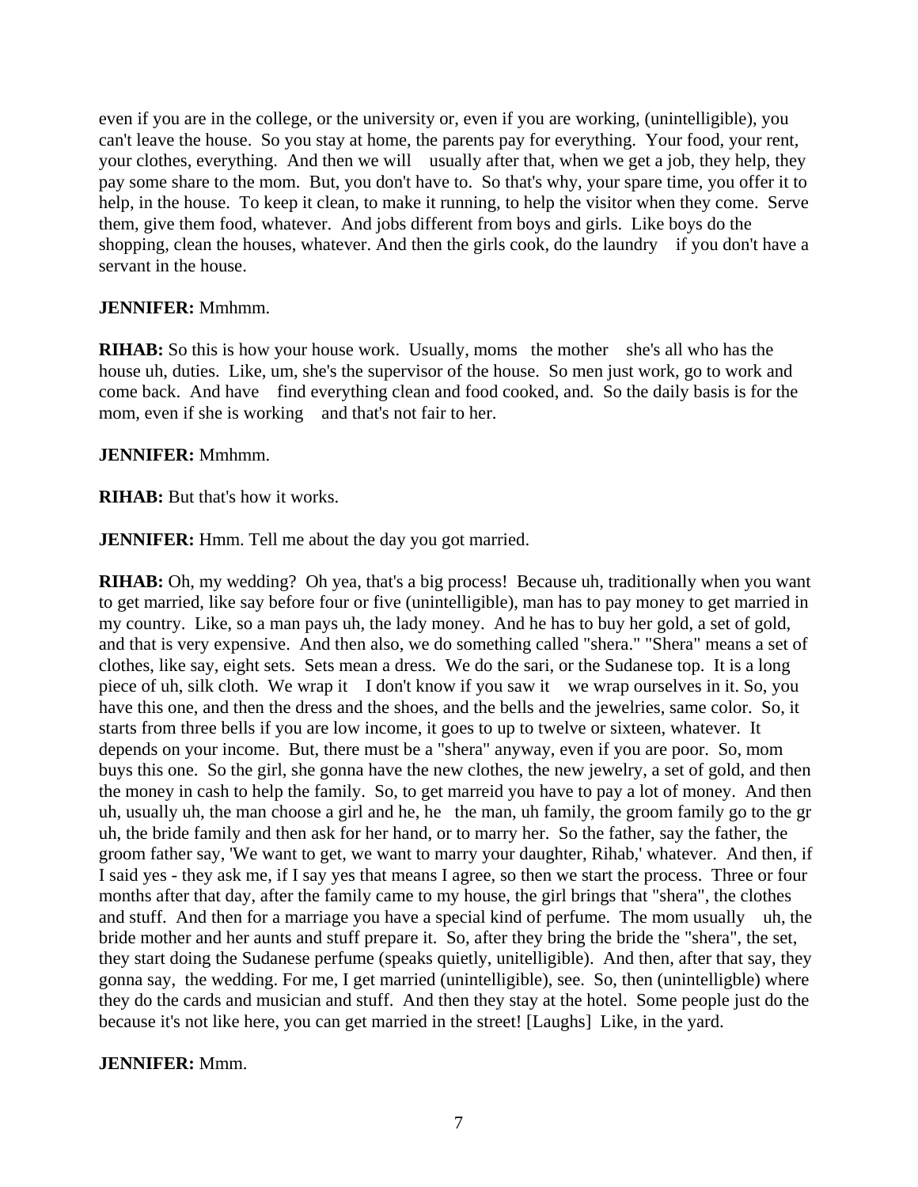even if you are in the college, or the university or, even if you are working, (unintelligible), you can't leave the house. So you stay at home, the parents pay for everything. Your food, your rent, your clothes, everything. And then we will usually after that, when we get a job, they help, they pay some share to the mom. But, you don't have to. So that's why, your spare time, you offer it to help, in the house. To keep it clean, to make it running, to help the visitor when they come. Serve them, give them food, whatever. And jobs different from boys and girls. Like boys do the shopping, clean the houses, whatever. And then the girls cook, do the laundry if you don't have a servant in the house.

**JENNIFER:** Mmhmm.

**RIHAB:** So this is how your house work. Usually, moms the mother she's all who has the house uh, duties. Like, um, she's the supervisor of the house. So men just work, go to work and come back. And have find everything clean and food cooked, and. So the daily basis is for the mom, even if she is working and that's not fair to her.

**JENNIFER:** Mmhmm.

**RIHAB:** But that's how it works.

**JENNIFER:** Hmm. Tell me about the day you got married.

**RIHAB:** Oh, my wedding? Oh yea, that's a big process! Because uh, traditionally when you want to get married, like say before four or five (unintelligible), man has to pay money to get married in my country. Like, so a man pays uh, the lady money. And he has to buy her gold, a set of gold, and that is very expensive. And then also, we do something called "shera." "Shera" means a set of clothes, like say, eight sets. Sets mean a dress. We do the sari, or the Sudanese top. It is a long piece of uh, silk cloth. We wrap it I don't know if you saw it we wrap ourselves in it. So, you have this one, and then the dress and the shoes, and the bells and the jewelries, same color. So, it starts from three bells if you are low income, it goes to up to twelve or sixteen, whatever. It depends on your income. But, there must be a "shera" anyway, even if you are poor. So, mom buys this one. So the girl, she gonna have the new clothes, the new jewelry, a set of gold, and then the money in cash to help the family. So, to get marreid you have to pay a lot of money. And then uh, usually uh, the man choose a girl and he, he the man, uh family, the groom family go to the gr uh, the bride family and then ask for her hand, or to marry her. So the father, say the father, the groom father say, 'We want to get, we want to marry your daughter, Rihab,' whatever. And then, if I said yes - they ask me, if I say yes that means I agree, so then we start the process. Three or four months after that day, after the family came to my house, the girl brings that "shera", the clothes and stuff. And then for a marriage you have a special kind of perfume. The mom usually uh, the bride mother and her aunts and stuff prepare it. So, after they bring the bride the "shera", the set, they start doing the Sudanese perfume (speaks quietly, unitelligible). And then, after that say, they gonna say, the wedding. For me, I get married (unintelligible), see. So, then (unintelligble) where they do the cards and musician and stuff. And then they stay at the hotel. Some people just do the because it's not like here, you can get married in the street! [Laughs] Like, in the yard.

**JENNIFER:** Mmm.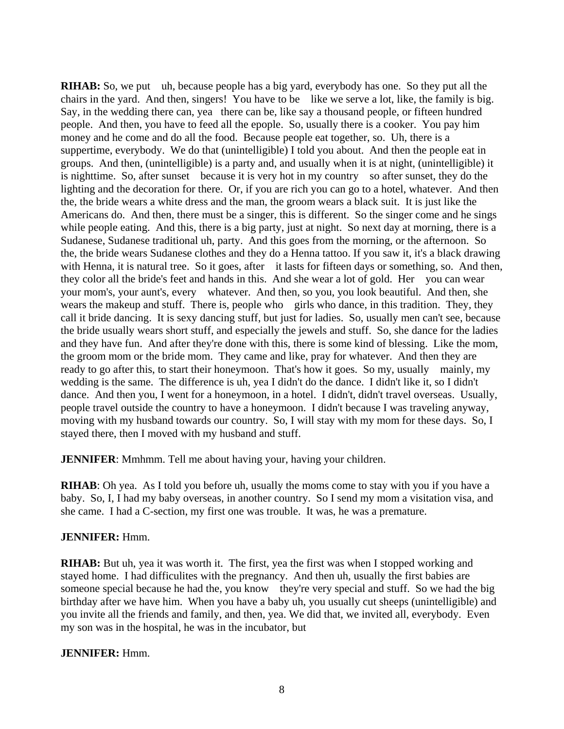**RIHAB:** So, we put  uh, because people has a big yard, everybody has one. So they put all the chairs in the yard. And then, singers! You have to be  like we serve a lot, like, the family is big. Say, in the wedding there can, yea  there can be, like say a thousand people, or fifteen hundred people. And then, you have to feed all the epople. So, usually there is a cooker. You pay him money and he come and do all the food. Because people eat together, so. Uh, there is a suppertime, everybody. We do that (unintelligible) I told you about. And then the people eat in groups. And then, (unintelligible) is a party and, and usually when it is at night, (unintelligible) it is nighttime. So, after sunset  because it is very hot in my country  so after sunset, they do the lighting and the decoration for there. Or, if you are rich you can go to a hotel, whatever. And then the, the bride wears a white dress and the man, the groom wears a black suit. It is just like the Americans do. And then, there must be a singer, this is different. So the singer come and he sings while people eating. And this, there is a big party, just at night. So next day at morning, there is a Sudanese, Sudanese traditional uh, party. And this goes from the morning, or the afternoon. So the, the bride wears Sudanese clothes and they do a Henna tattoo. If you saw it, it's a black drawing with Henna, it is natural tree. So it goes, after  it lasts for fifteen days or something, so. And then, they color all the bride's feet and hands in this. And she wear a lot of gold. Her  you can wear your mom's, your aunt's, every  whatever. And then, so you, you look beautiful. And then, she wears the makeup and stuff. There is, people who  girls who dance, in this tradition. They, they call it bride dancing. It is sexy dancing stuff, but just for ladies. So, usually men can't see, because the bride usually wears short stuff, and especially the jewels and stuff. So, she dance for the ladies and they have fun. And after they're done with this, there is some kind of blessing. Like the mom, the groom mom or the bride mom. They came and like, pray for whatever. And then they are ready to go after this, to start their honeymoon. That's how it goes. So my, usually  mainly, my wedding is the same. The difference is uh, yea I didn't do the dance. I didn't like it, so I didn't dance. And then you, I went for a honeymoon, in a hotel. I didn't, didn't travel overseas. Usually, people travel outside the country to have a honeymoon. I didn't because I was traveling anyway, moving with my husband towards our country. So, I will stay with my mom for these days. So, I stayed there, then I moved with my husband and stuff.

**JENNIFER**: Mmhmm. Tell me about having your, having your children.

**RIHAB**: Oh yea. As I told you before uh, usually the moms come to stay with you if you have a baby. So, I, I had my baby overseas, in another country. So I send my mom a visitation visa, and she came. I had a C-section, my first one was trouble. It was, he was a premature.

**JENNIFER:** Hmm.

**RIHAB:** But uh, yea it was worth it. The first, yea the first was when I stopped working and stayed home. I had difficulites with the pregnancy. And then uh, usually the first babies are someone special because he had the, you know  they're very special and stuff. So we had the big birthday after we have him. When you have a baby uh, you usually cut sheeps (unintelligible) and you invite all the friends and family, and then, yea. We did that, we invited all, everybody. Even my son was in the hospital, he was in the incubator, but

**JENNIFER:** Hmm.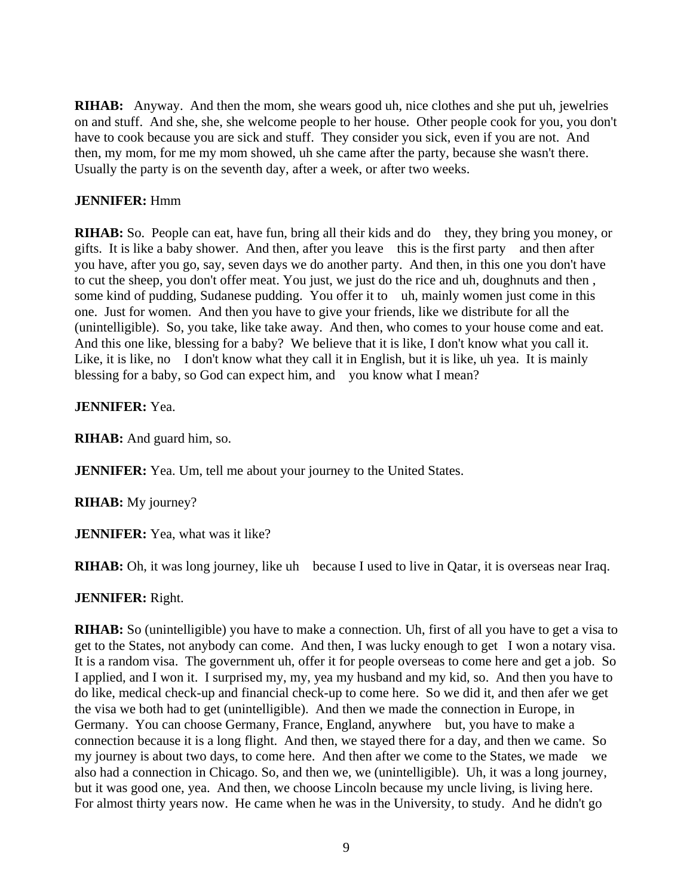**RIHAB:** Anyway. And then the mom, she wears good uh, nice clothes and she put uh, jewelries on and stuff. And she, she, she welcome people to her house. Other people cook for you, you don't have to cook because you are sick and stuff. They consider you sick, even if you are not. And then, my mom, for me my mom showed, uh she came after the party, because she wasn't there. Usually the party is on the seventh day, after a week, or after two weeks.

**JENNIFER:** Hmm

**RIHAB:** So. People can eat, have fun, bring all their kids and do they, they bring you money, or gifts. It is like a baby shower. And then, after you leave this is the first party and then after you have, after you go, say, seven days we do another party. And then, in this one you don't have to cut the sheep, you don't offer meat. You just, we just do the rice and uh, doughnuts and then , some kind of pudding, Sudanese pudding. You offer it to uh, mainly women just come in this one. Just for women. And then you have to give your friends, like we distribute for all the (unintelligible). So, you take, like take away. And then, who comes to your house come and eat. And this one like, blessing for a baby? We believe that it is like, I don't know what you call it. Like, it is like, no I don't know what they call it in English, but it is like, uh yea. It is mainly blessing for a baby, so God can expect him, and you know what I mean?

**JENNIFER:** Yea.

**RIHAB:** And guard him, so.

**JENNIFER:** Yea. Um, tell me about your journey to the United States.

**RIHAB:** My journey?

**JENNIFER:** Yea, what was it like?

**RIHAB:** Oh, it was long journey, like uh because I used to live in Qatar, it is overseas near Iraq.

**JENNIFER:** Right.

**RIHAB:** So (unintelligible) you have to make a connection. Uh, first of all you have to get a visa to get to the States, not anybody can come. And then, I was lucky enough to get I won a notary visa. It is a random visa. The government uh, offer it for people overseas to come here and get a job. So I applied, and I won it. I surprised my, my, yea my husband and my kid, so. And then you have to do like, medical check-up and financial check-up to come here. So we did it, and then afer we get the visa we both had to get (unintelligible). And then we made the connection in Europe, in Germany. You can choose Germany, France, England, anywhere but, you have to make a connection because it is a long flight. And then, we stayed there for a day, and then we came. So my journey is about two days, to come here. And then after we come to the States, we made we also had a connection in Chicago. So, and then we, we (unintelligible). Uh, it was a long journey, but it was good one, yea. And then, we choose Lincoln because my uncle living, is living here. For almost thirty years now. He came when he was in the University, to study. And he didn't go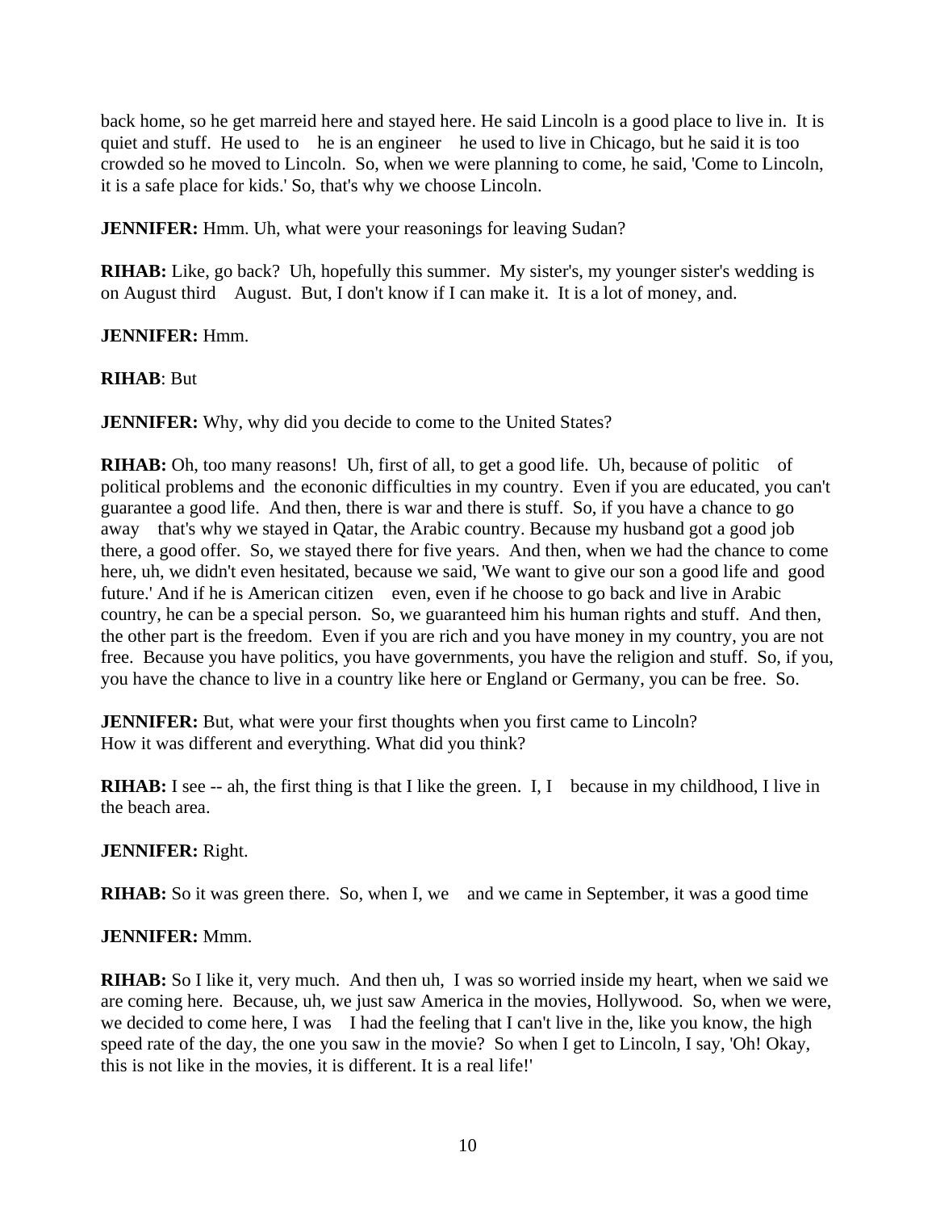back home, so he get marreid here and stayed here. He said Lincoln is a good place to live in. It is quiet and stuff. He used to   he is an engineer   he used to live in Chicago, but he said it is too crowded so he moved to Lincoln. So, when we were planning to come, he said, 'Come to Lincoln, it is a safe place for kids.' So, that's why we choose Lincoln.

**JENNIFER:** Hmm. Uh, what were your reasonings for leaving Sudan?

**RIHAB:** Like, go back? Uh, hopefully this summer. My sister's, my younger sister's wedding is on August third   August. But, I don't know if I can make it. It is a lot of money, and.

**JENNIFER:** Hmm.

**RIHAB**: But

**JENNIFER:** Why, why did you decide to come to the United States?

**RIHAB:** Oh, too many reasons! Uh, first of all, to get a good life. Uh, because of politic   of political problems and the econonic difficulties in my country. Even if you are educated, you can't guarantee a good life. And then, there is war and there is stuff. So, if you have a chance to go away   that's why we stayed in Qatar, the Arabic country. Because my husband got a good job there, a good offer. So, we stayed there for five years. And then, when we had the chance to come here, uh, we didn't even hesitated, because we said, 'We want to give our son a good life and good future.' And if he is American citizen   even, even if he choose to go back and live in Arabic country, he can be a special person. So, we guaranteed him his human rights and stuff. And then, the other part is the freedom. Even if you are rich and you have money in my country, you are not free. Because you have politics, you have governments, you have the religion and stuff. So, if you, you have the chance to live in a country like here or England or Germany, you can be free. So.

**JENNIFER:** But, what were your first thoughts when you first came to Lincoln? How it was different and everything. What did you think?

**RIHAB:** I see -- ah, the first thing is that I like the green. I, I   because in my childhood, I live in the beach area.

**JENNIFER:** Right.

**RIHAB:** So it was green there. So, when I, we   and we came in September, it was a good time

**JENNIFER:** Mmm.

**RIHAB:** So I like it, very much. And then uh, I was so worried inside my heart, when we said we are coming here. Because, uh, we just saw America in the movies, Hollywood. So, when we were, we decided to come here, I was   I had the feeling that I can't live in the, like you know, the high speed rate of the day, the one you saw in the movie? So when I get to Lincoln, I say, 'Oh! Okay, this is not like in the movies, it is different. It is a real life!'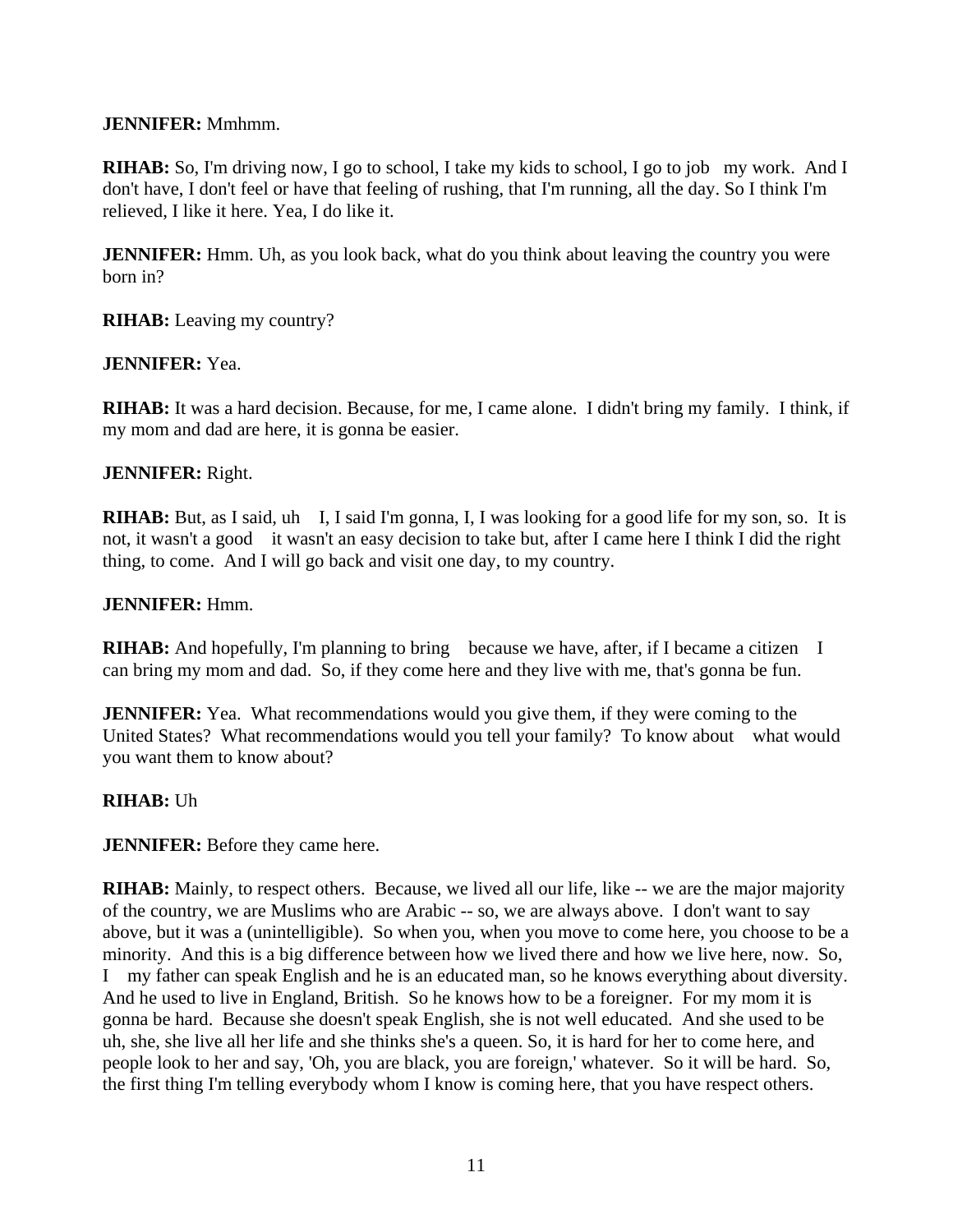**JENNIFER:** Mmhmm.

**RIHAB:** So, I'm driving now, I go to school, I take my kids to school, I go to job my work. And I don't have, I don't feel or have that feeling of rushing, that I'm running, all the day. So I think I'm relieved, I like it here. Yea, I do like it.

**JENNIFER:** Hmm. Uh, as you look back, what do you think about leaving the country you were born in?

**RIHAB:** Leaving my country?

**JENNIFER:** Yea.

**RIHAB:** It was a hard decision. Because, for me, I came alone. I didn't bring my family. I think, if my mom and dad are here, it is gonna be easier.

**JENNIFER:** Right.

**RIHAB:** But, as I said, uh I, I said I'm gonna, I, I was looking for a good life for my son, so. It is not, it wasn't a good it wasn't an easy decision to take but, after I came here I think I did the right thing, to come. And I will go back and visit one day, to my country.

**JENNIFER:** Hmm.

**RIHAB:** And hopefully, I'm planning to bring because we have, after, if I became a citizen I can bring my mom and dad. So, if they come here and they live with me, that's gonna be fun.

**JENNIFER:** Yea. What recommendations would you give them, if they were coming to the United States? What recommendations would you tell your family? To know about what would you want them to know about?

**RIHAB:** Uh

**JENNIFER:** Before they came here.

**RIHAB:** Mainly, to respect others. Because, we lived all our life, like -- we are the major majority of the country, we are Muslims who are Arabic -- so, we are always above. I don't want to say above, but it was a (unintelligible). So when you, when you move to come here, you choose to be a minority. And this is a big difference between how we lived there and how we live here, now. So, I my father can speak English and he is an educated man, so he knows everything about diversity. And he used to live in England, British. So he knows how to be a foreigner. For my mom it is gonna be hard. Because she doesn't speak English, she is not well educated. And she used to be uh, she, she live all her life and she thinks she's a queen. So, it is hard for her to come here, and people look to her and say, 'Oh, you are black, you are foreign,' whatever. So it will be hard. So, the first thing I'm telling everybody whom I know is coming here, that you have respect others.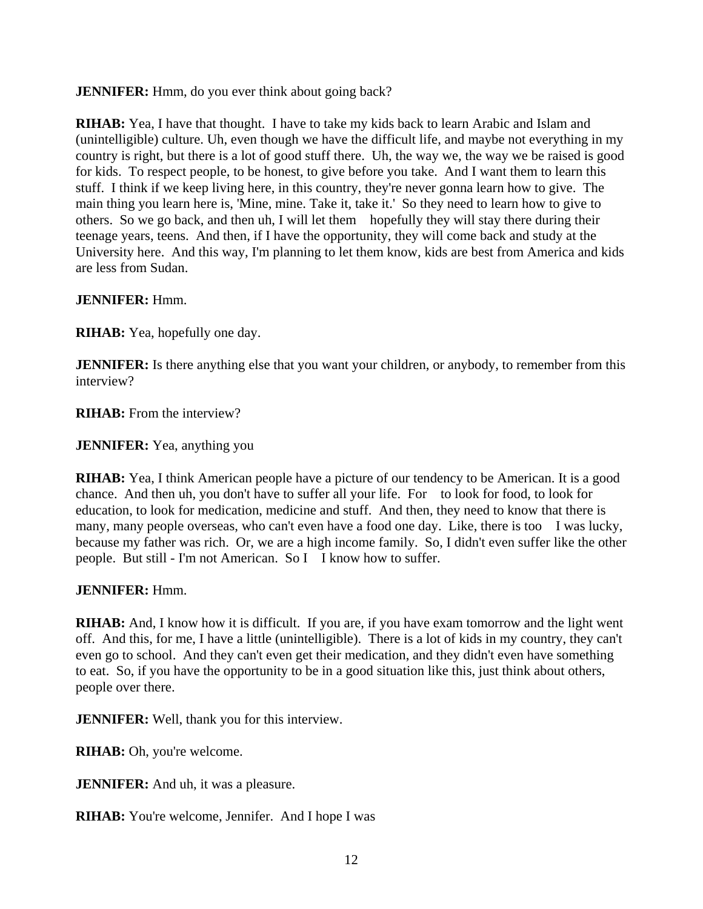**JENNIFER:** Hmm, do you ever think about going back?

**RIHAB:** Yea, I have that thought. I have to take my kids back to learn Arabic and Islam and (unintelligible) culture. Uh, even though we have the difficult life, and maybe not everything in my country is right, but there is a lot of good stuff there. Uh, the way we, the way we be raised is good for kids. To respect people, to be honest, to give before you take. And I want them to learn this stuff. I think if we keep living here, in this country, they're never gonna learn how to give. The main thing you learn here is, 'Mine, mine. Take it, take it.' So they need to learn how to give to others. So we go back, and then uh, I will let them hopefully they will stay there during their teenage years, teens. And then, if I have the opportunity, they will come back and study at the University here. And this way, I'm planning to let them know, kids are best from America and kids are less from Sudan.

**JENNIFER:** Hmm.

**RIHAB:** Yea, hopefully one day.

**JENNIFER:** Is there anything else that you want your children, or anybody, to remember from this interview?

**RIHAB:** From the interview?

**JENNIFER:** Yea, anything you

**RIHAB:** Yea, I think American people have a picture of our tendency to be American. It is a good chance. And then uh, you don't have to suffer all your life. For to look for food, to look for education, to look for medication, medicine and stuff. And then, they need to know that there is many, many people overseas, who can't even have a food one day. Like, there is too I was lucky, because my father was rich. Or, we are a high income family. So, I didn't even suffer like the other people. But still - I'm not American. So I I know how to suffer.

**JENNIFER:** Hmm.

**RIHAB:** And, I know how it is difficult. If you are, if you have exam tomorrow and the light went off. And this, for me, I have a little (unintelligible). There is a lot of kids in my country, they can't even go to school. And they can't even get their medication, and they didn't even have something to eat. So, if you have the opportunity to be in a good situation like this, just think about others, people over there.

**JENNIFER:** Well, thank you for this interview.

**RIHAB:** Oh, you're welcome.

**JENNIFER:** And uh, it was a pleasure.

**RIHAB:** You're welcome, Jennifer. And I hope I was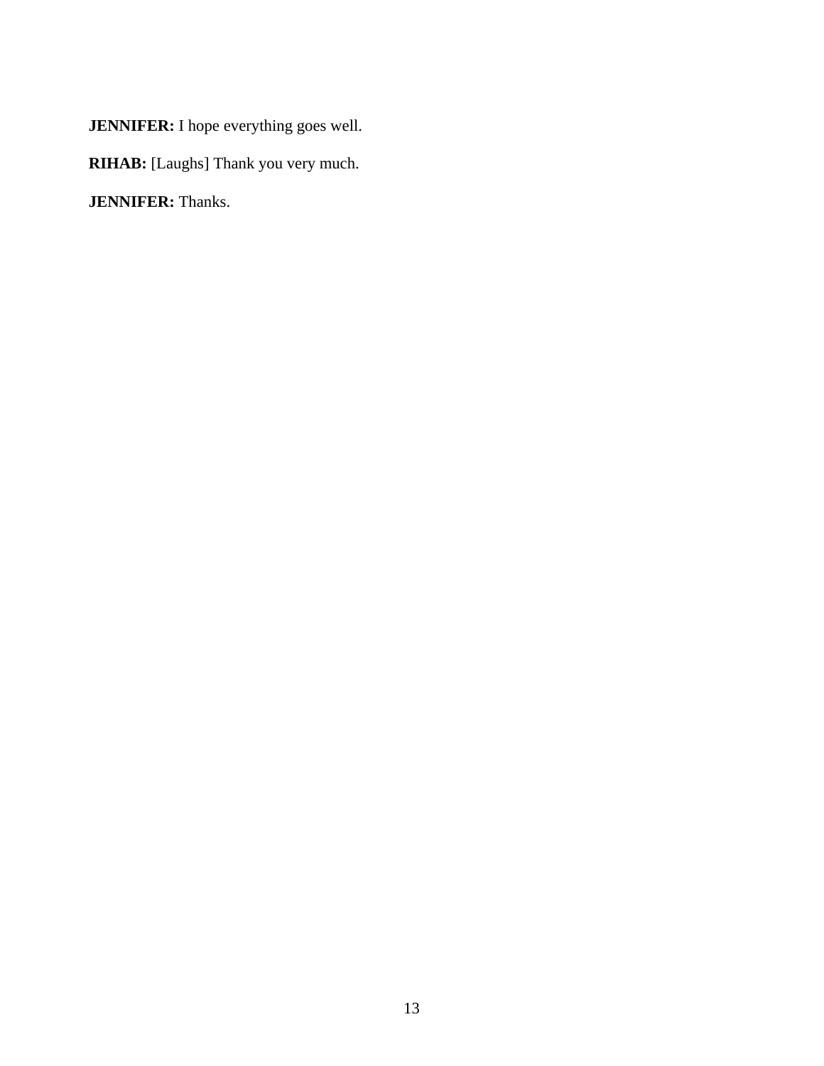**JENNIFER:** I hope everything goes well.

**RIHAB:** [Laughs] Thank you very much.

**JENNIFER:** Thanks.